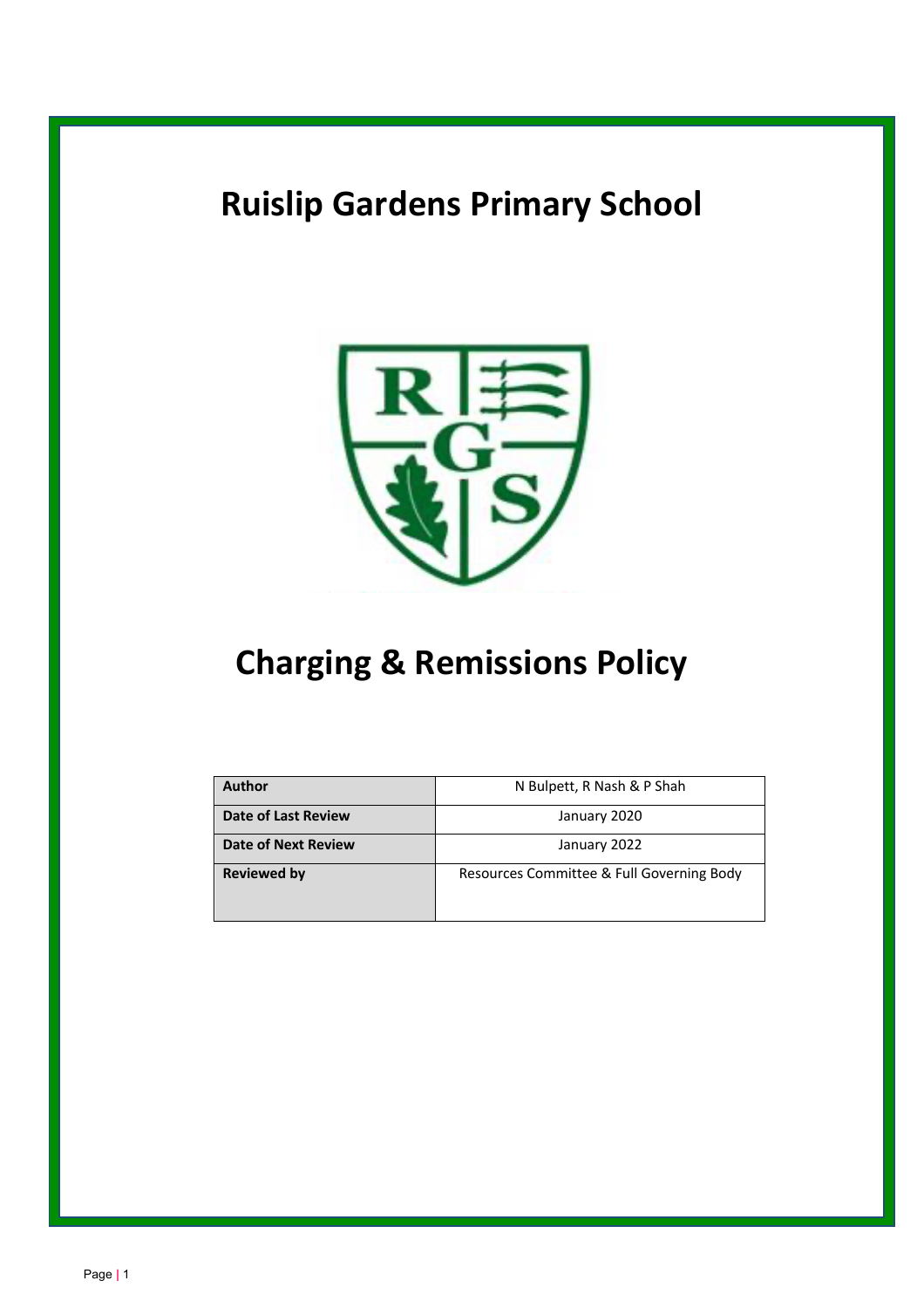# Ruislip Gardens Primary School

# Charging & Remissions Policy

| Author | N Bulpett, R Nash & P Shah |
|---|---|
| Date of Last Review | January 2020 |
| Date of Next Review | January 2022 |
| Reviewed by | Resources Committee & Full Governing Body |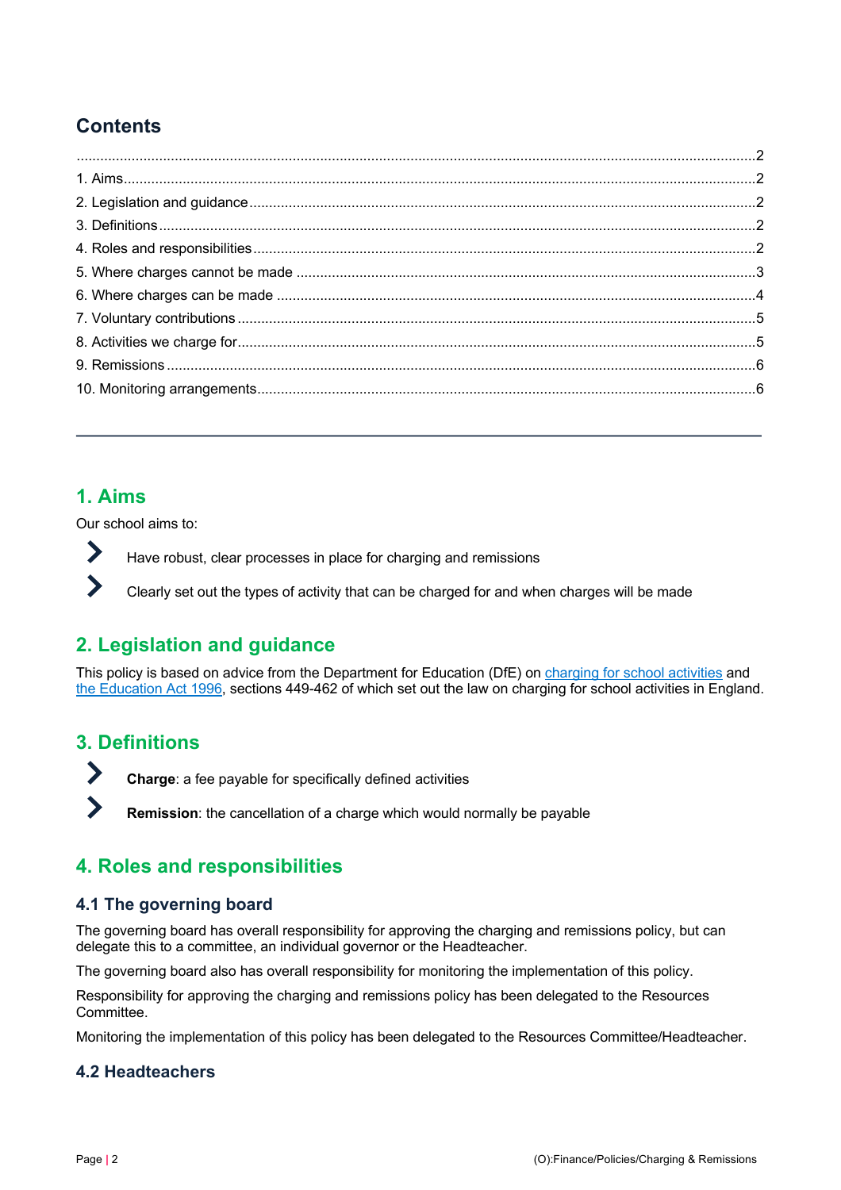## Contents

........................................................................................................................................................2
1. Aims........................................................................................................................................................2
2. Legislation and guidance........................................................................................................................2
3. Definitions..............................................................................................................................................2
4. Roles and responsibilities.......................................................................................................................2
5. Where charges cannot be made ............................................................................................................3
6. Where charges can be made .................................................................................................................4
7. Voluntary contributions...........................................................................................................................5
8. Activities we charge for...........................................................................................................................5
9. Remissions.............................................................................................................................................6
10. Monitoring arrangements......................................................................................................................6

---

## 1. Aims

Our school aims to:

- Have robust, clear processes in place for charging and remissions
- Clearly set out the types of activity that can be charged for and when charges will be made

## 2. Legislation and guidance

This policy is based on advice from the Department for Education (DfE) on charging for school activities and the Education Act 1996, sections 449-462 of which set out the law on charging for school activities in England.

## 3. Definitions

- **Charge**: a fee payable for specifically defined activities
- **Remission**: the cancellation of a charge which would normally be payable

## 4. Roles and responsibilities

### 4.1 The governing board

The governing board has overall responsibility for approving the charging and remissions policy, but can delegate this to a committee, an individual governor or the Headteacher.

The governing board also has overall responsibility for monitoring the implementation of this policy.

Responsibility for approving the charging and remissions policy has been delegated to the Resources Committee.

Monitoring the implementation of this policy has been delegated to the Resources Committee/Headteacher.

### 4.2 Headteachers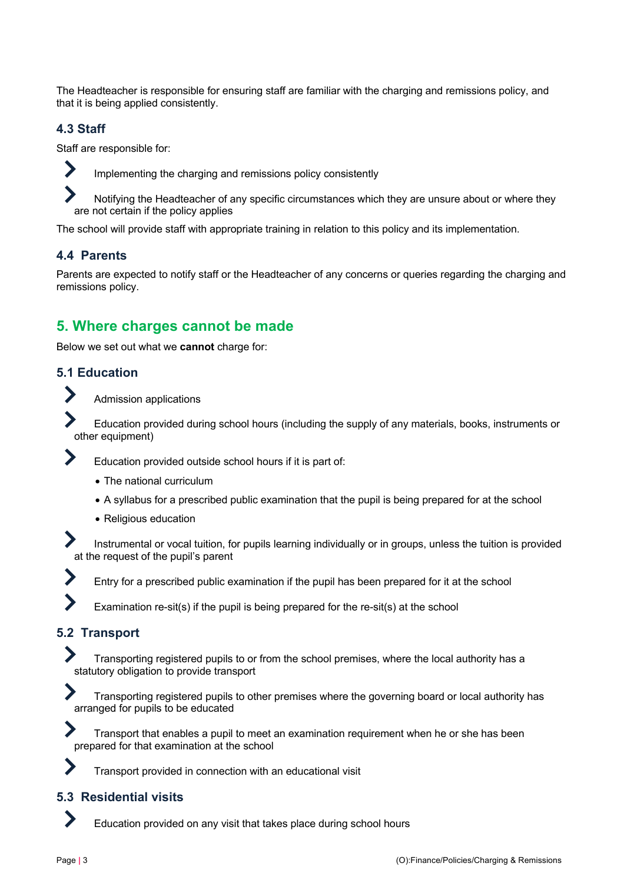The Headteacher is responsible for ensuring staff are familiar with the charging and remissions policy, and that it is being applied consistently.

### 4.3 Staff

Staff are responsible for:

- Implementing the charging and remissions policy consistently
- Notifying the Headteacher of any specific circumstances which they are unsure about or where they are not certain if the policy applies

The school will provide staff with appropriate training in relation to this policy and its implementation.

### 4.4 Parents

Parents are expected to notify staff or the Headteacher of any concerns or queries regarding the charging and remissions policy.

## 5. Where charges cannot be made

Below we set out what we **cannot** charge for:

### 5.1 Education

- Admission applications
- Education provided during school hours (including the supply of any materials, books, instruments or other equipment)
- Education provided outside school hours if it is part of:
  - The national curriculum
  - A syllabus for a prescribed public examination that the pupil is being prepared for at the school
  - Religious education
- Instrumental or vocal tuition, for pupils learning individually or in groups, unless the tuition is provided at the request of the pupil's parent
- Entry for a prescribed public examination if the pupil has been prepared for it at the school
- Examination re-sit(s) if the pupil is being prepared for the re-sit(s) at the school

### 5.2 Transport

- Transporting registered pupils to or from the school premises, where the local authority has a statutory obligation to provide transport
- Transporting registered pupils to other premises where the governing board or local authority has arranged for pupils to be educated
- Transport that enables a pupil to meet an examination requirement when he or she has been prepared for that examination at the school
- Transport provided in connection with an educational visit

### 5.3 Residential visits

- Education provided on any visit that takes place during school hours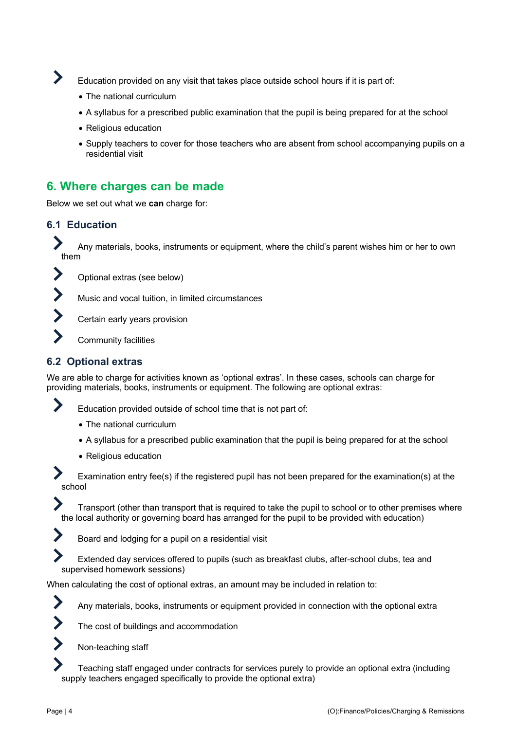- Education provided on any visit that takes place outside school hours if it is part of:
    - The national curriculum
    - A syllabus for a prescribed public examination that the pupil is being prepared for at the school
    - Religious education
    - Supply teachers to cover for those teachers who are absent from school accompanying pupils on a residential visit

## 6. Where charges can be made

Below we set out what we **can** charge for:

### 6.1 Education

- Any materials, books, instruments or equipment, where the child's parent wishes him or her to own them
- Optional extras (see below)
- Music and vocal tuition, in limited circumstances
- Certain early years provision
- Community facilities

### 6.2 Optional extras

We are able to charge for activities known as 'optional extras'. In these cases, schools can charge for providing materials, books, instruments or equipment. The following are optional extras:

- Education provided outside of school time that is not part of:
    - The national curriculum
    - A syllabus for a prescribed public examination that the pupil is being prepared for at the school
    - Religious education
- Examination entry fee(s) if the registered pupil has not been prepared for the examination(s) at the school
- Transport (other than transport that is required to take the pupil to school or to other premises where the local authority or governing board has arranged for the pupil to be provided with education)
- Board and lodging for a pupil on a residential visit
- Extended day services offered to pupils (such as breakfast clubs, after-school clubs, tea and supervised homework sessions)

When calculating the cost of optional extras, an amount may be included in relation to:

- Any materials, books, instruments or equipment provided in connection with the optional extra
- The cost of buildings and accommodation
- Non-teaching staff
- Teaching staff engaged under contracts for services purely to provide an optional extra (including supply teachers engaged specifically to provide the optional extra)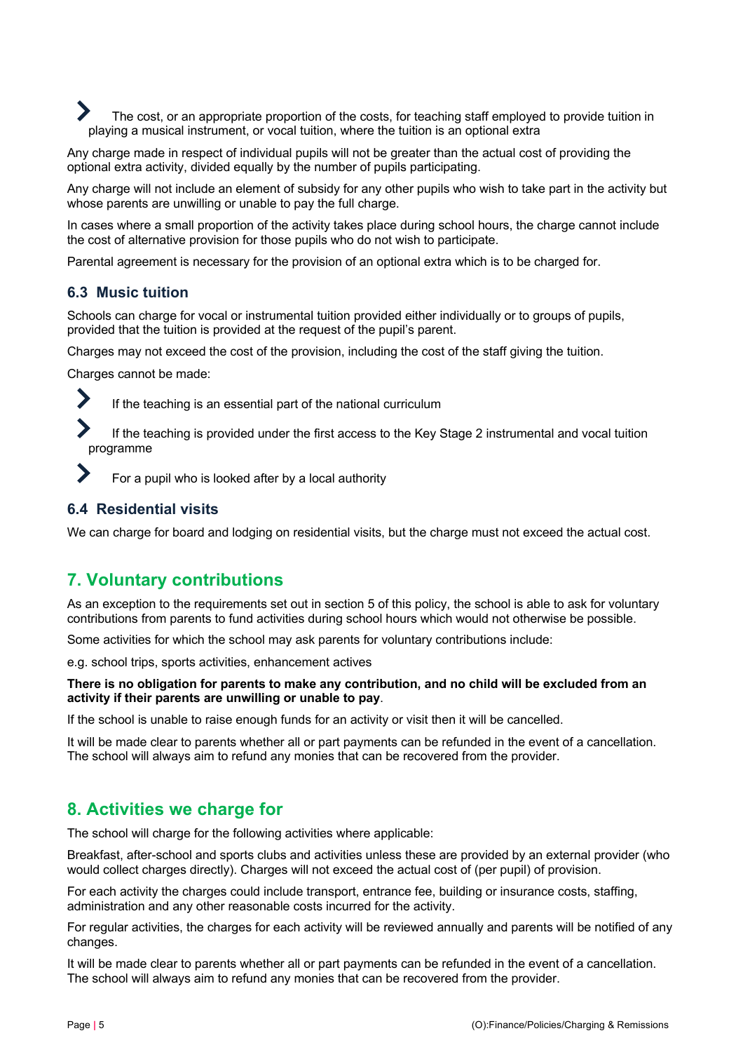- The cost, or an appropriate proportion of the costs, for teaching staff employed to provide tuition in playing a musical instrument, or vocal tuition, where the tuition is an optional extra

Any charge made in respect of individual pupils will not be greater than the actual cost of providing the optional extra activity, divided equally by the number of pupils participating.

Any charge will not include an element of subsidy for any other pupils who wish to take part in the activity but whose parents are unwilling or unable to pay the full charge.

In cases where a small proportion of the activity takes place during school hours, the charge cannot include the cost of alternative provision for those pupils who do not wish to participate.

Parental agreement is necessary for the provision of an optional extra which is to be charged for.

### 6.3 Music tuition

Schools can charge for vocal or instrumental tuition provided either individually or to groups of pupils, provided that the tuition is provided at the request of the pupil's parent.

Charges may not exceed the cost of the provision, including the cost of the staff giving the tuition.

Charges cannot be made:

- If the teaching is an essential part of the national curriculum
- If the teaching is provided under the first access to the Key Stage 2 instrumental and vocal tuition programme
- For a pupil who is looked after by a local authority

### 6.4 Residential visits

We can charge for board and lodging on residential visits, but the charge must not exceed the actual cost.

## 7. Voluntary contributions

As an exception to the requirements set out in section 5 of this policy, the school is able to ask for voluntary contributions from parents to fund activities during school hours which would not otherwise be possible.

Some activities for which the school may ask parents for voluntary contributions include:

e.g. school trips, sports activities, enhancement actives

**There is no obligation for parents to make any contribution, and no child will be excluded from an activity if their parents are unwilling or unable to pay**.

If the school is unable to raise enough funds for an activity or visit then it will be cancelled.

It will be made clear to parents whether all or part payments can be refunded in the event of a cancellation. The school will always aim to refund any monies that can be recovered from the provider.

## 8. Activities we charge for

The school will charge for the following activities where applicable:

Breakfast, after-school and sports clubs and activities unless these are provided by an external provider (who would collect charges directly). Charges will not exceed the actual cost of (per pupil) of provision.

For each activity the charges could include transport, entrance fee, building or insurance costs, staffing, administration and any other reasonable costs incurred for the activity.

For regular activities, the charges for each activity will be reviewed annually and parents will be notified of any changes.

It will be made clear to parents whether all or part payments can be refunded in the event of a cancellation. The school will always aim to refund any monies that can be recovered from the provider.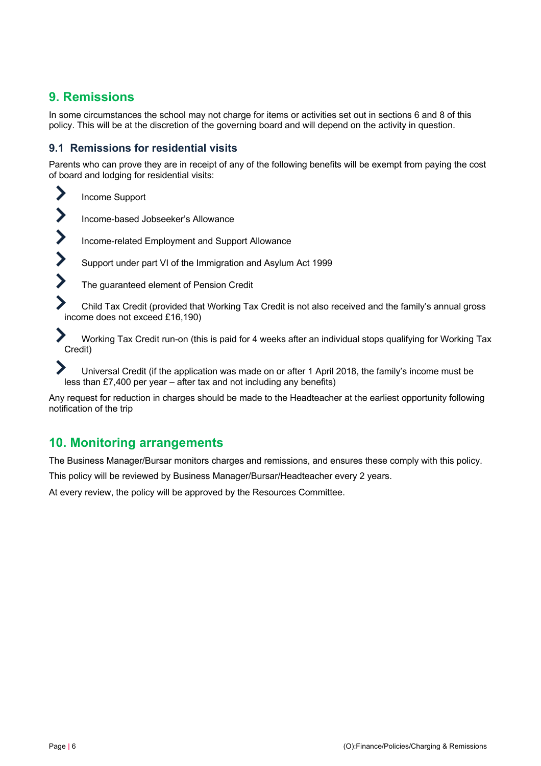## 9. Remissions

In some circumstances the school may not charge for items or activities set out in sections 6 and 8 of this policy. This will be at the discretion of the governing board and will depend on the activity in question.

### 9.1 Remissions for residential visits

Parents who can prove they are in receipt of any of the following benefits will be exempt from paying the cost of board and lodging for residential visits:

- Income Support
- Income-based Jobseeker's Allowance
- Income-related Employment and Support Allowance
- Support under part VI of the Immigration and Asylum Act 1999
- The guaranteed element of Pension Credit
- Child Tax Credit (provided that Working Tax Credit is not also received and the family's annual gross income does not exceed £16,190)
- Working Tax Credit run-on (this is paid for 4 weeks after an individual stops qualifying for Working Tax Credit)
- Universal Credit (if the application was made on or after 1 April 2018, the family's income must be less than £7,400 per year – after tax and not including any benefits)

Any request for reduction in charges should be made to the Headteacher at the earliest opportunity following notification of the trip

## 10. Monitoring arrangements

The Business Manager/Bursar monitors charges and remissions, and ensures these comply with this policy.

This policy will be reviewed by Business Manager/Bursar/Headteacher every 2 years.

At every review, the policy will be approved by the Resources Committee.